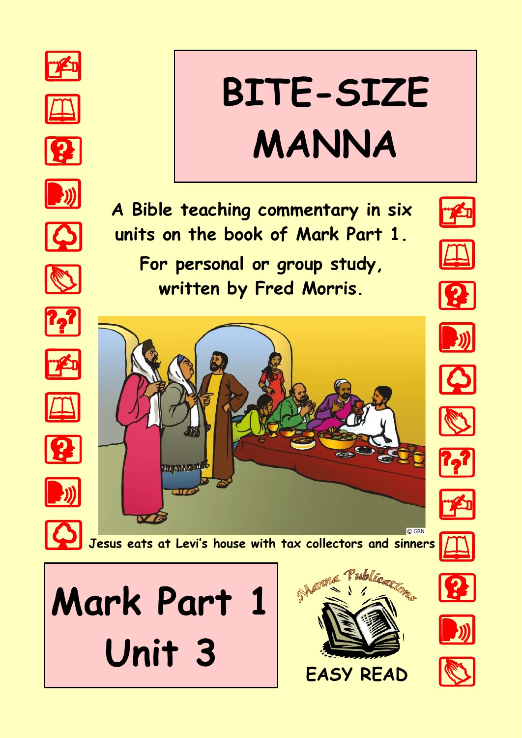# BITE-SIZE MANNA

A Bible teaching commentary in six units on the book of Mark Part 1.

For personal or group study, written by Fred Morris.

Jesus eats at Levi's house with tax collectors and sinners

## Mark Part 1 Unit 3

Manna Publications

EASY READ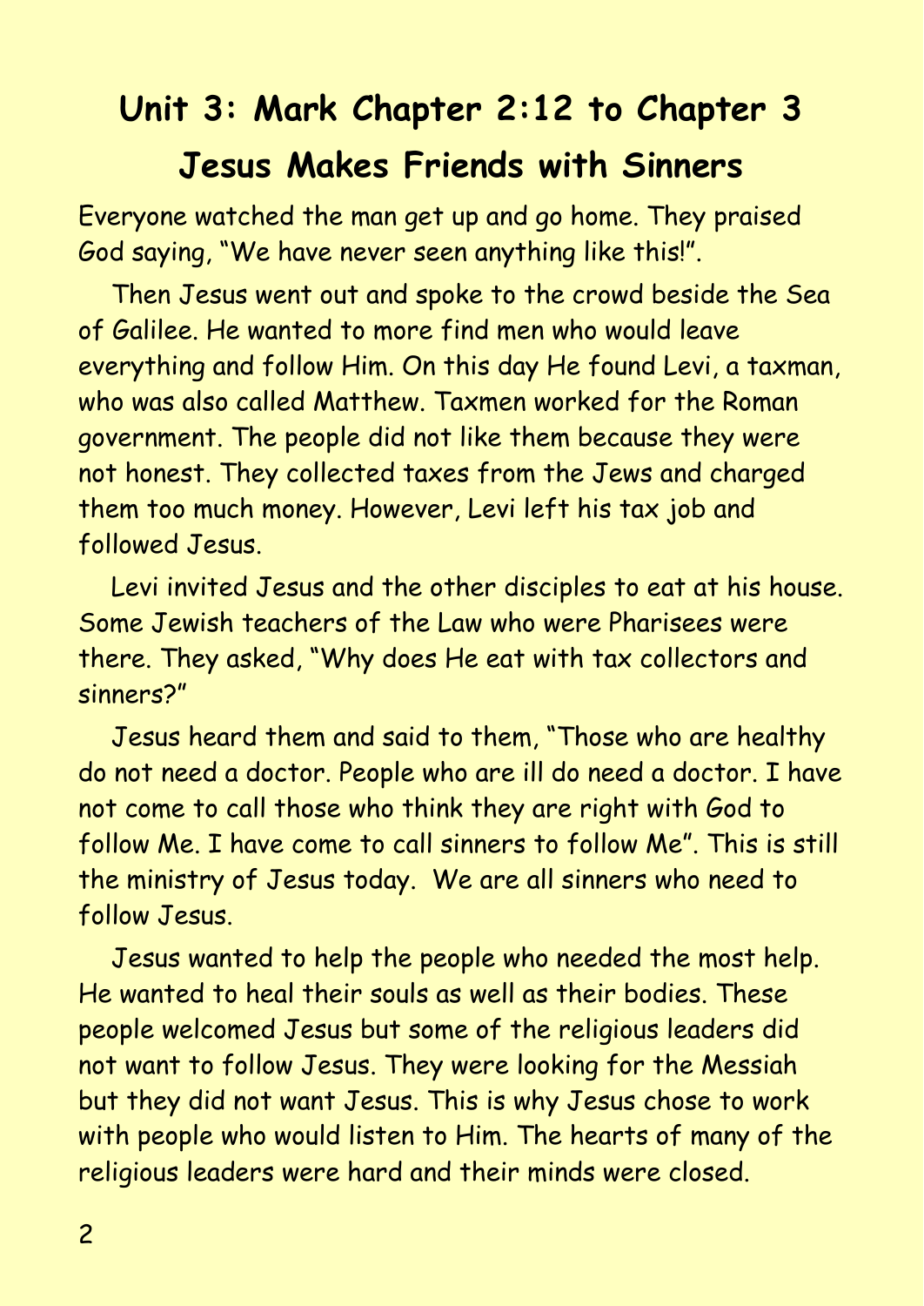# Unit 3: Mark Chapter 2:12 to Chapter 3

## Jesus Makes Friends with Sinners

Everyone watched the man get up and go home. They praised God saying, "We have never seen anything like this!".

Then Jesus went out and spoke to the crowd beside the Sea of Galilee. He wanted to more find men who would leave everything and follow Him. On this day He found Levi, a taxman, who was also called Matthew. Taxmen worked for the Roman government. The people did not like them because they were not honest. They collected taxes from the Jews and charged them too much money. However, Levi left his tax job and followed Jesus.

Levi invited Jesus and the other disciples to eat at his house. Some Jewish teachers of the Law who were Pharisees were there. They asked, "Why does He eat with tax collectors and sinners?"

Jesus heard them and said to them, "Those who are healthy do not need a doctor. People who are ill do need a doctor. I have not come to call those who think they are right with God to follow Me. I have come to call sinners to follow Me". This is still the ministry of Jesus today. We are all sinners who need to follow Jesus.

Jesus wanted to help the people who needed the most help. He wanted to heal their souls as well as their bodies. These people welcomed Jesus but some of the religious leaders did not want to follow Jesus. They were looking for the Messiah but they did not want Jesus. This is why Jesus chose to work with people who would listen to Him. The hearts of many of the religious leaders were hard and their minds were closed.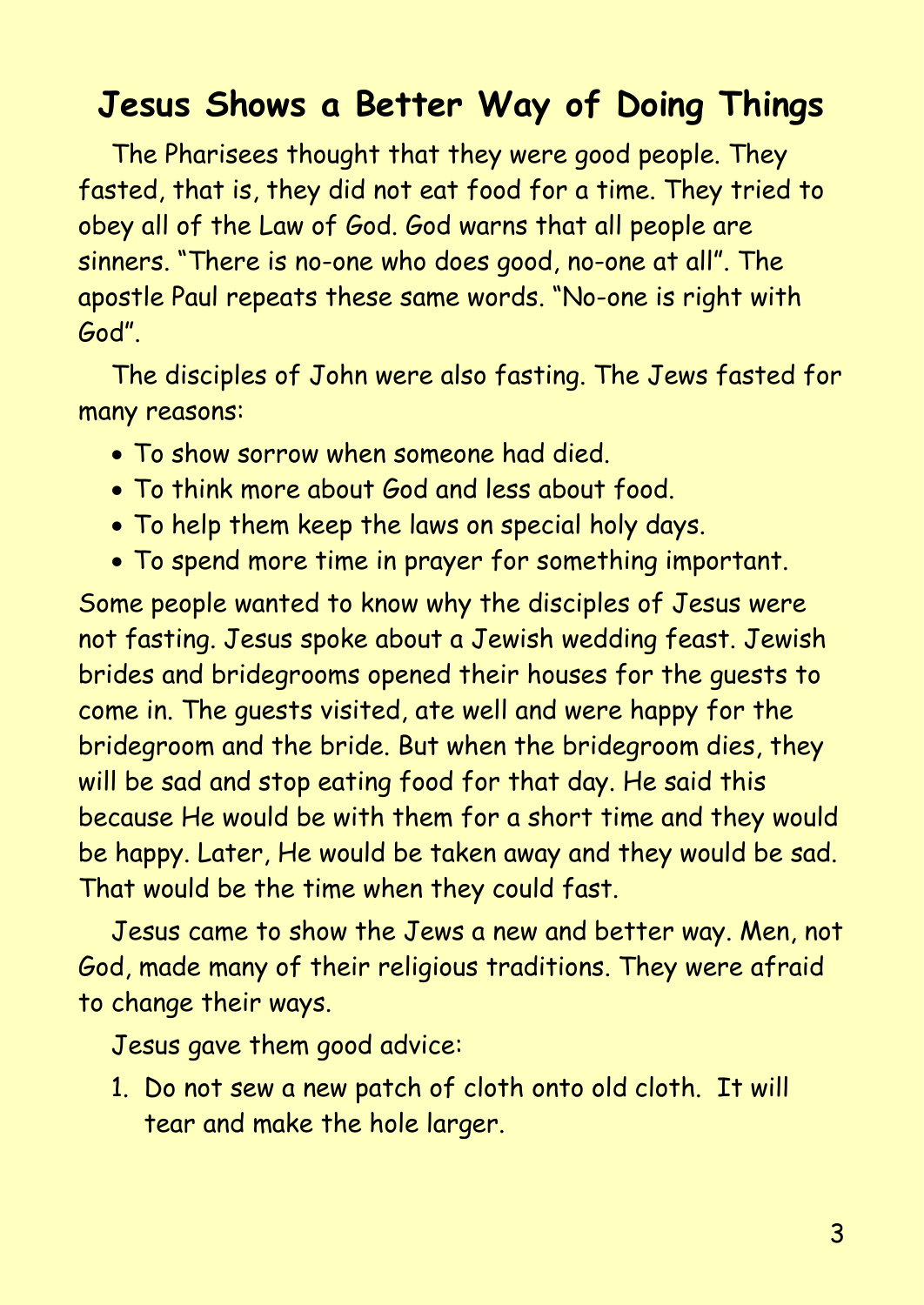# Jesus Shows a Better Way of Doing Things

The Pharisees thought that they were good people. They fasted, that is, they did not eat food for a time. They tried to obey all of the Law of God. God warns that all people are sinners. "There is no-one who does good, no-one at all". The apostle Paul repeats these same words. "No-one is right with God".

The disciples of John were also fasting. The Jews fasted for many reasons:

- To show sorrow when someone had died.
- To think more about God and less about food.
- To help them keep the laws on special holy days.
- To spend more time in prayer for something important.

Some people wanted to know why the disciples of Jesus were not fasting. Jesus spoke about a Jewish wedding feast. Jewish brides and bridegrooms opened their houses for the guests to come in. The guests visited, ate well and were happy for the bridegroom and the bride. But when the bridegroom dies, they will be sad and stop eating food for that day. He said this because He would be with them for a short time and they would be happy. Later, He would be taken away and they would be sad. That would be the time when they could fast.

Jesus came to show the Jews a new and better way. Men, not God, made many of their religious traditions. They were afraid to change their ways.

Jesus gave them good advice:

1. Do not sew a new patch of cloth onto old cloth. It will tear and make the hole larger.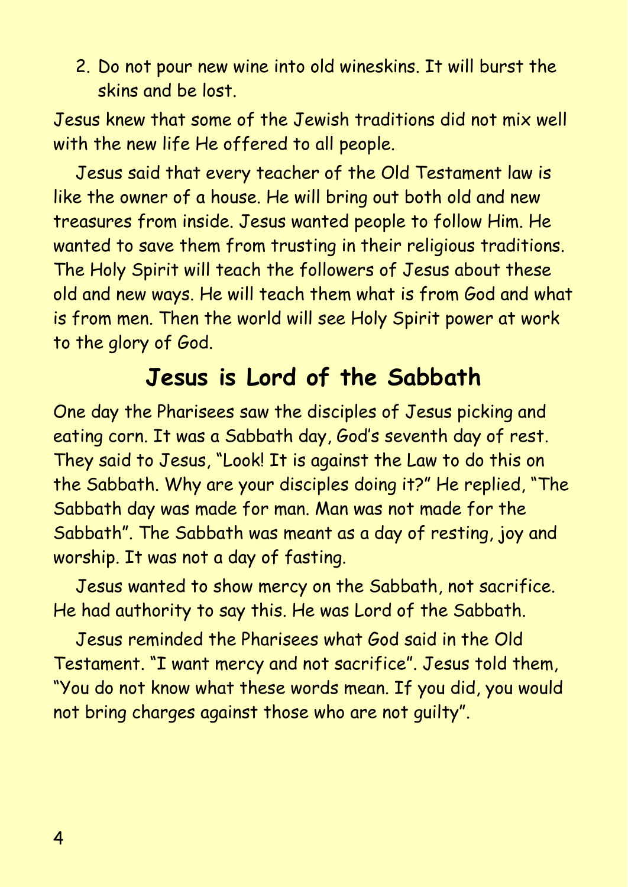2. Do not pour new wine into old wineskins. It will burst the skins and be lost.

Jesus knew that some of the Jewish traditions did not mix well with the new life He offered to all people.

Jesus said that every teacher of the Old Testament law is like the owner of a house. He will bring out both old and new treasures from inside. Jesus wanted people to follow Him. He wanted to save them from trusting in their religious traditions. The Holy Spirit will teach the followers of Jesus about these old and new ways. He will teach them what is from God and what is from men. Then the world will see Holy Spirit power at work to the glory of God.

## Jesus is Lord of the Sabbath

One day the Pharisees saw the disciples of Jesus picking and eating corn. It was a Sabbath day, God's seventh day of rest. They said to Jesus, "Look! It is against the Law to do this on the Sabbath. Why are your disciples doing it?" He replied, "The Sabbath day was made for man. Man was not made for the Sabbath". The Sabbath was meant as a day of resting, joy and worship. It was not a day of fasting.

Jesus wanted to show mercy on the Sabbath, not sacrifice. He had authority to say this. He was Lord of the Sabbath.

Jesus reminded the Pharisees what God said in the Old Testament. "I want mercy and not sacrifice". Jesus told them, "You do not know what these words mean. If you did, you would not bring charges against those who are not guilty".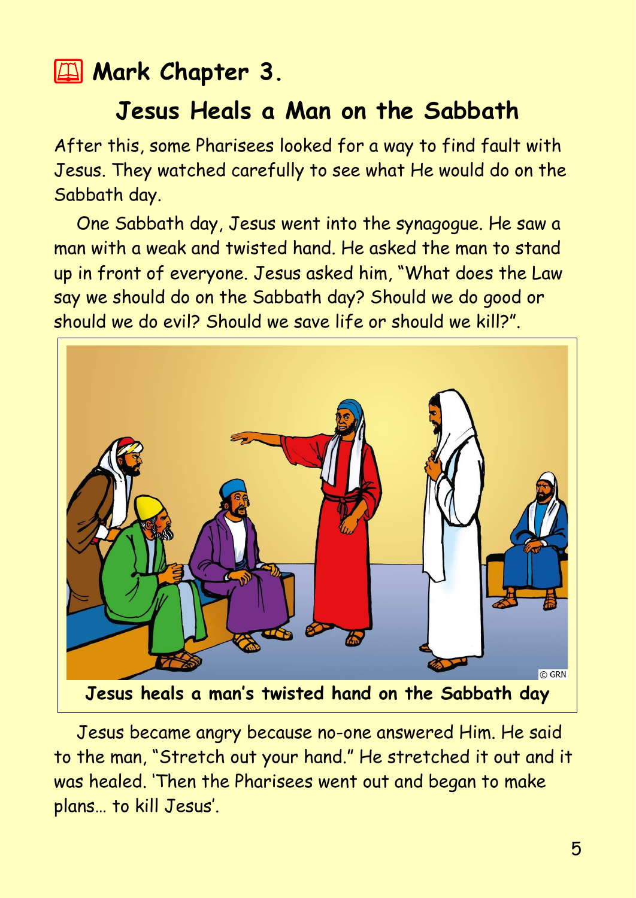## Mark Chapter 3.

### Jesus Heals a Man on the Sabbath

After this, some Pharisees looked for a way to find fault with Jesus. They watched carefully to see what He would do on the Sabbath day.

One Sabbath day, Jesus went into the synagogue. He saw a man with a weak and twisted hand. He asked the man to stand up in front of everyone. Jesus asked him, "What does the Law say we should do on the Sabbath day? Should we do good or should we do evil? Should we save life or should we kill?".

**Jesus heals a man's twisted hand on the Sabbath day**

Jesus became angry because no-one answered Him. He said to the man, "Stretch out your hand." He stretched it out and it was healed. 'Then the Pharisees went out and began to make plans… to kill Jesus'.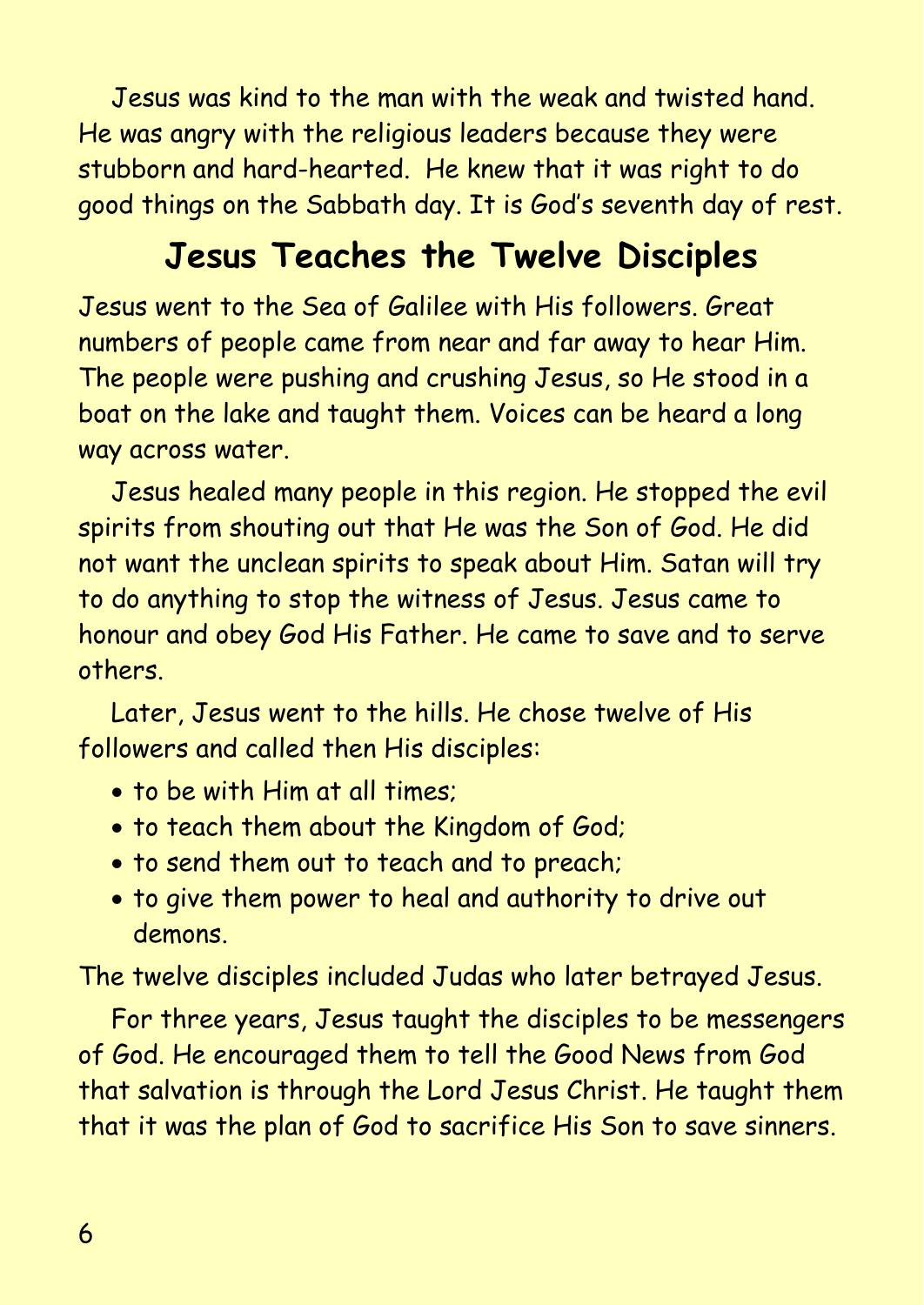Jesus was kind to the man with the weak and twisted hand. He was angry with the religious leaders because they were stubborn and hard-hearted. He knew that it was right to do good things on the Sabbath day. It is God's seventh day of rest.

## Jesus Teaches the Twelve Disciples

Jesus went to the Sea of Galilee with His followers. Great numbers of people came from near and far away to hear Him. The people were pushing and crushing Jesus, so He stood in a boat on the lake and taught them. Voices can be heard a long way across water.

Jesus healed many people in this region. He stopped the evil spirits from shouting out that He was the Son of God. He did not want the unclean spirits to speak about Him. Satan will try to do anything to stop the witness of Jesus. Jesus came to honour and obey God His Father. He came to save and to serve others.

Later, Jesus went to the hills. He chose twelve of His followers and called then His disciples:

- to be with Him at all times;
- to teach them about the Kingdom of God;
- to send them out to teach and to preach;
- to give them power to heal and authority to drive out demons.

The twelve disciples included Judas who later betrayed Jesus.

For three years, Jesus taught the disciples to be messengers of God. He encouraged them to tell the Good News from God that salvation is through the Lord Jesus Christ. He taught them that it was the plan of God to sacrifice His Son to save sinners.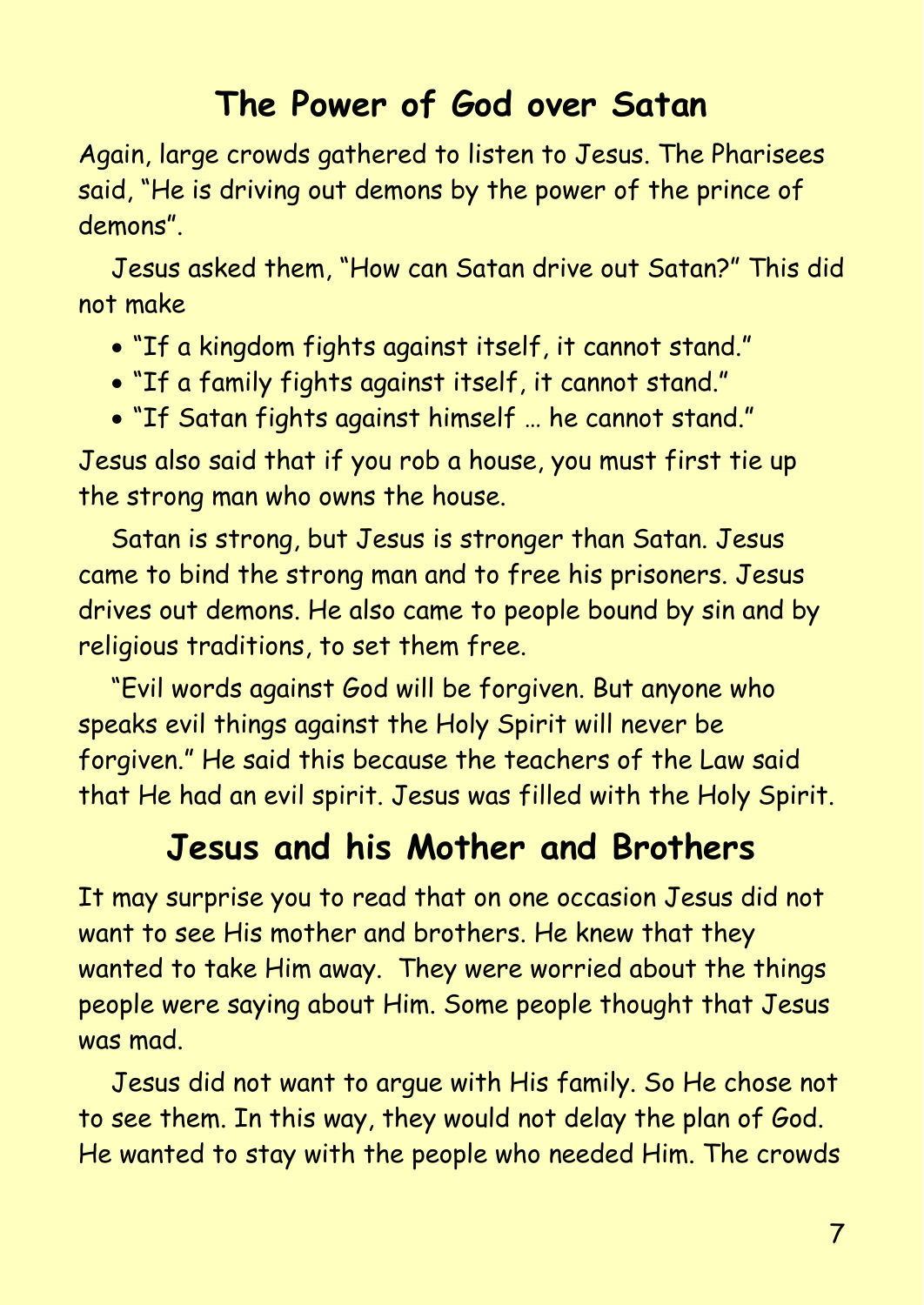## The Power of God over Satan

Again, large crowds gathered to listen to Jesus. The Pharisees said, "He is driving out demons by the power of the prince of demons".

Jesus asked them, "How can Satan drive out Satan?" This did not make

- "If a kingdom fights against itself, it cannot stand."
- "If a family fights against itself, it cannot stand."
- "If Satan fights against himself … he cannot stand."

Jesus also said that if you rob a house, you must first tie up the strong man who owns the house.

Satan is strong, but Jesus is stronger than Satan. Jesus came to bind the strong man and to free his prisoners. Jesus drives out demons. He also came to people bound by sin and by religious traditions, to set them free.

"Evil words against God will be forgiven. But anyone who speaks evil things against the Holy Spirit will never be forgiven." He said this because the teachers of the Law said that He had an evil spirit. Jesus was filled with the Holy Spirit.

## Jesus and his Mother and Brothers

It may surprise you to read that on one occasion Jesus did not want to see His mother and brothers. He knew that they wanted to take Him away. They were worried about the things people were saying about Him. Some people thought that Jesus was mad.

Jesus did not want to argue with His family. So He chose not to see them. In this way, they would not delay the plan of God. He wanted to stay with the people who needed Him. The crowds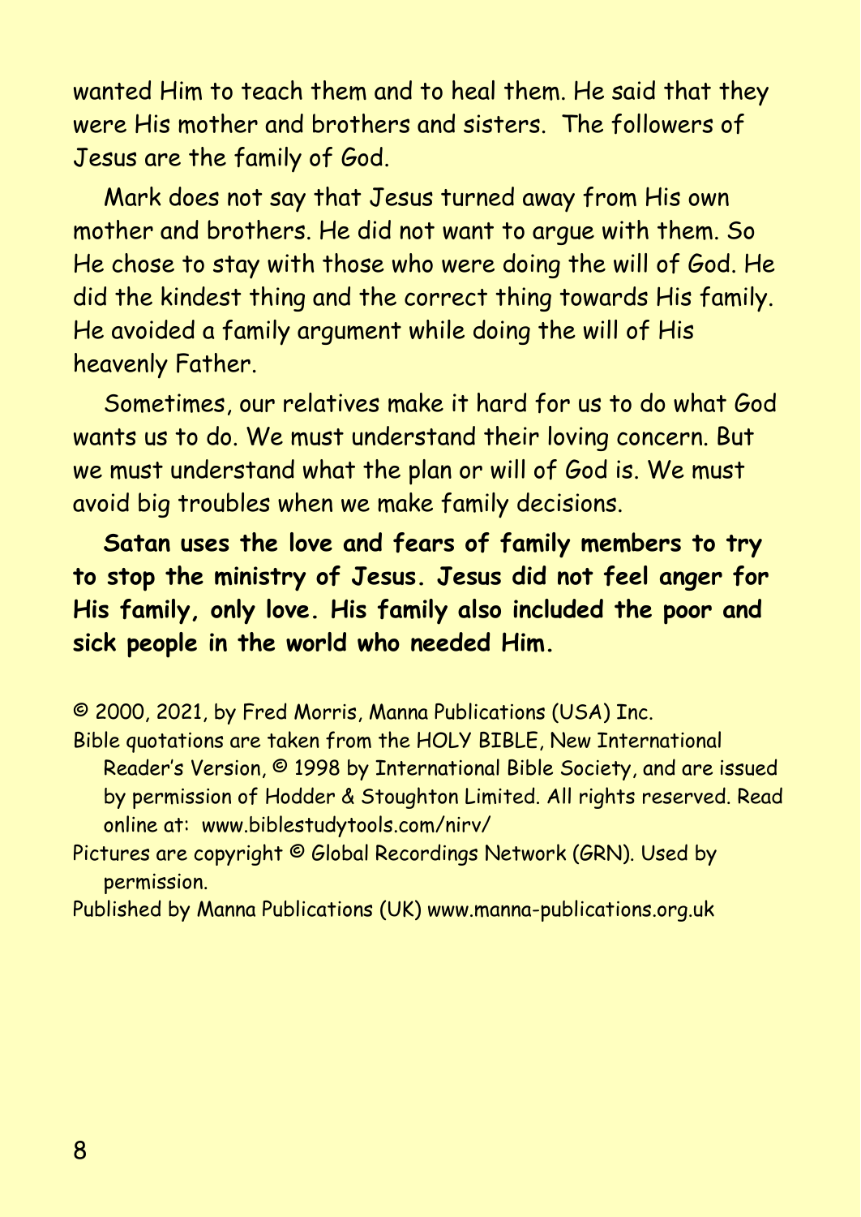wanted Him to teach them and to heal them. He said that they were His mother and brothers and sisters. The followers of Jesus are the family of God.

Mark does not say that Jesus turned away from His own mother and brothers. He did not want to argue with them. So He chose to stay with those who were doing the will of God. He did the kindest thing and the correct thing towards His family. He avoided a family argument while doing the will of His heavenly Father.

Sometimes, our relatives make it hard for us to do what God wants us to do. We must understand their loving concern. But we must understand what the plan or will of God is. We must avoid big troubles when we make family decisions.

**Satan uses the love and fears of family members to try to stop the ministry of Jesus. Jesus did not feel anger for His family, only love. His family also included the poor and sick people in the world who needed Him.**

© 2000, 2021, by Fred Morris, Manna Publications (USA) Inc.

Bible quotations are taken from the HOLY BIBLE, New International Reader's Version, © 1998 by International Bible Society, and are issued by permission of Hodder & Stoughton Limited. All rights reserved. Read online at: www.biblestudytools.com/nirv/

Pictures are copyright © Global Recordings Network (GRN). Used by permission.

Published by Manna Publications (UK) www.manna-publications.org.uk